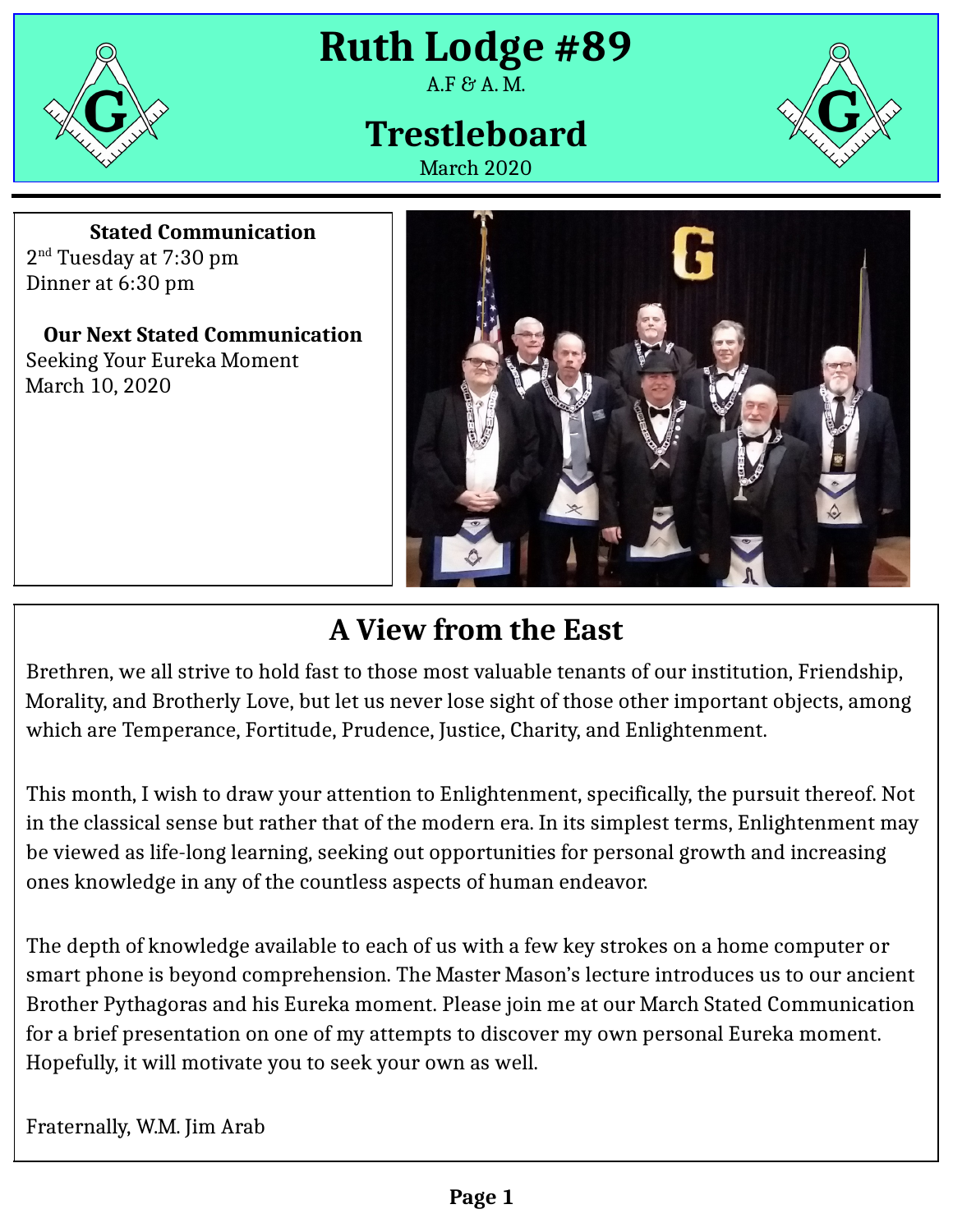# Ruth Lodge #89

A.F & A. M.

## Trestleboard

March 2020

**Stated Communication**

2nd Tuesday at 7:30 pm
Dinner at 6:30 pm

**Our Next Stated Communication**

Seeking Your Eureka Moment
March 10, 2020

## A View from the East

Brethren, we all strive to hold fast to those most valuable tenants of our institution, Friendship, Morality, and Brotherly Love, but let us never lose sight of those other important objects, among which are Temperance, Fortitude, Prudence, Justice, Charity, and Enlightenment.

This month, I wish to draw your attention to Enlightenment, specifically, the pursuit thereof. Not in the classical sense but rather that of the modern era. In its simplest terms, Enlightenment may be viewed as life-long learning, seeking out opportunities for personal growth and increasing ones knowledge in any of the countless aspects of human endeavor.

The depth of knowledge available to each of us with a few key strokes on a home computer or smart phone is beyond comprehension. The Master Mason's lecture introduces us to our ancient Brother Pythagoras and his Eureka moment. Please join me at our March Stated Communication for a brief presentation on one of my attempts to discover my own personal Eureka moment. Hopefully, it will motivate you to seek your own as well.

Fraternally, W.M. Jim Arab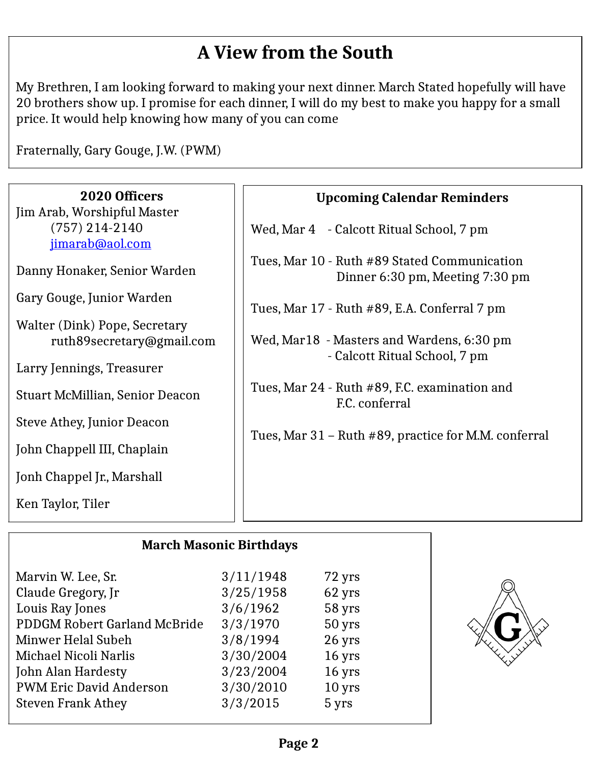# A View from the South

My Brethren, I am looking forward to making your next dinner. March Stated hopefully will have 20 brothers show up. I promise for each dinner, I will do my best to make you happy for a small price. It would help knowing how many of you can come

Fraternally, Gary Gouge, J.W. (PWM)

### 2020 Officers

Jim Arab, Worshipful Master
(757) 214-2140
jimarab@aol.com

Danny Honaker, Senior Warden

Gary Gouge, Junior Warden

Walter (Dink) Pope, Secretary
ruth89secretary@gmail.com

Larry Jennings, Treasurer

Stuart McMillian, Senior Deacon

Steve Athey, Junior Deacon

John Chappell III, Chaplain

Jonh Chappel Jr., Marshall

Ken Taylor, Tiler

### Upcoming Calendar Reminders

Wed, Mar 4 - Calcott Ritual School, 7 pm

Tues, Mar 10 - Ruth #89 Stated Communication
Dinner 6:30 pm, Meeting 7:30 pm

Tues, Mar 17 - Ruth #89, E.A. Conferral 7 pm

Wed, Mar18 - Masters and Wardens, 6:30 pm
- Calcott Ritual School, 7 pm

Tues, Mar 24 - Ruth #89, F.C. examination and
F.C. conferral

Tues, Mar 31 – Ruth #89, practice for M.M. conferral

### March Masonic Birthdays

| | | |
|---|---|---|
| Marvin W. Lee, Sr. | 3/11/1948 | 72 yrs |
| Claude Gregory, Jr | 3/25/1958 | 62 yrs |
| Louis Ray Jones | 3/6/1962 | 58 yrs |
| PDDGM Robert Garland McBride | 3/3/1970 | 50 yrs |
| Minwer Helal Subeh | 3/8/1994 | 26 yrs |
| Michael Nicoli Narlis | 3/30/2004 | 16 yrs |
| John Alan Hardesty | 3/23/2004 | 16 yrs |
| PWM Eric David Anderson | 3/30/2010 | 10 yrs |
| Steven Frank Athey | 3/3/2015 | 5 yrs |